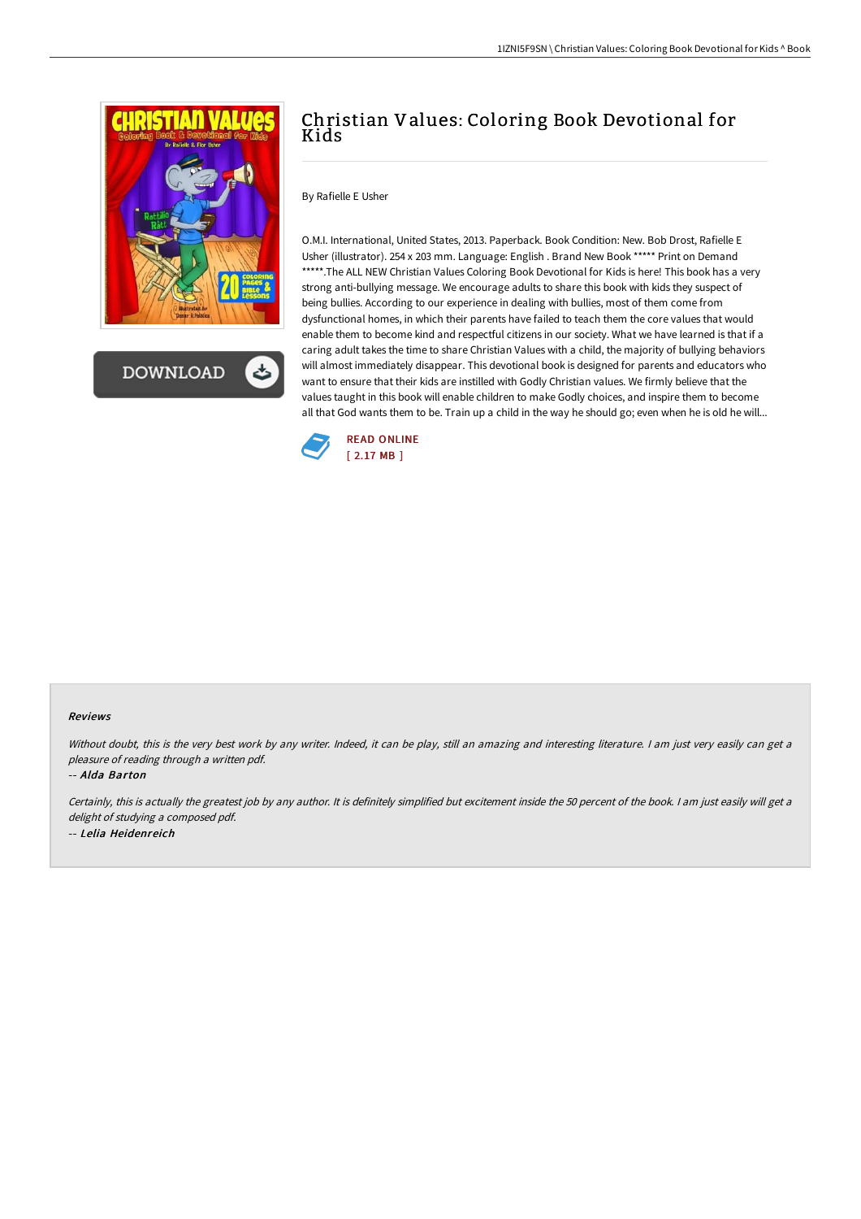# Christian Values: Coloring Book Devotional for Kids

By Rafielle E Usher

O.M.I. International, United States, 2013. Paperback. Book Condition: New. Bob Drost, Rafielle E Usher (illustrator). 254 x 203 mm. Language: English . Brand New Book ***** Print on Demand *****.The ALL NEW Christian Values Coloring Book Devotional for Kids is here! This book has a very strong anti-bullying message. We encourage adults to share this book with kids they suspect of being bullies. According to our experience in dealing with bullies, most of them come from dysfunctional homes, in which their parents have failed to teach them the core values that would enable them to become kind and respectful citizens in our society. What we have learned is that if a caring adult takes the time to share Christian Values with a child, the majority of bullying behaviors will almost immediately disappear. This devotional book is designed for parents and educators who want to ensure that their kids are instilled with Godly Christian values. We firmly believe that the values taught in this book will enable children to make Godly choices, and inspire them to become all that God wants them to be. Train up a child in the way he should go; even when he is old he will...

READ ONLINE
[ 2.17 MB ]

### Reviews

*Without doubt, this is the very best work by any writer. Indeed, it can be play, still an amazing and interesting literature. I am just very easily can get a pleasure of reading through a written pdf.*

*-- Alda Barton*

*Certainly, this is actually the greatest job by any author. It is definitely simplified but excitement inside the 50 percent of the book. I am just easily will get a delight of studying a composed pdf.*

*-- Lelia Heidenreich*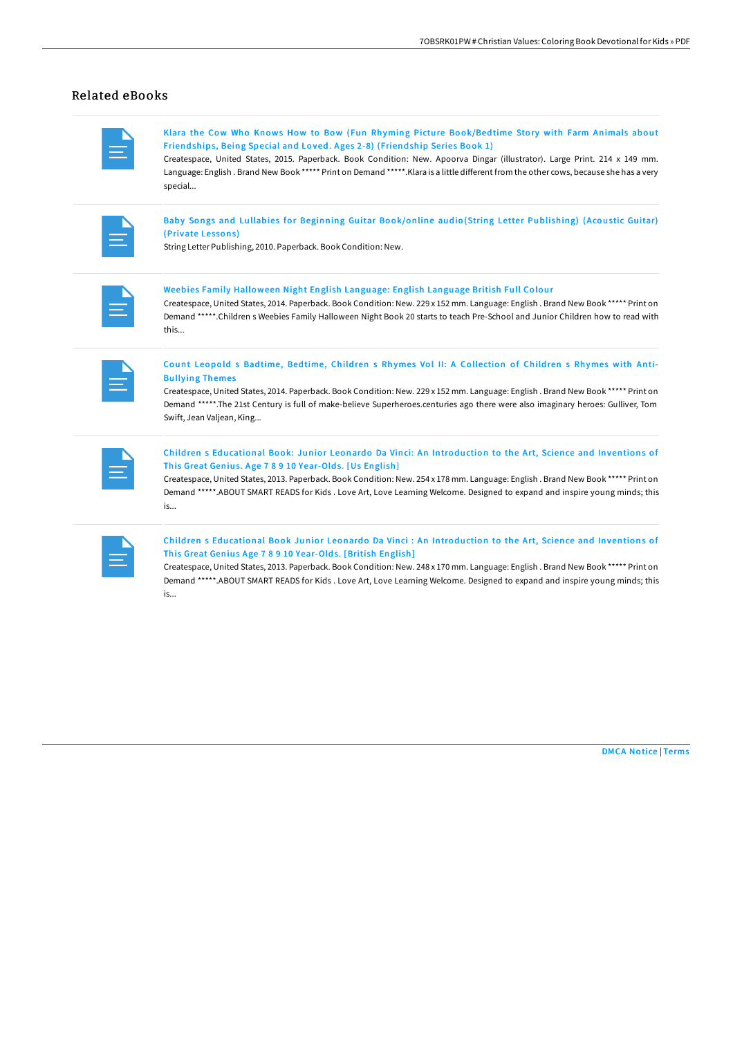## Related eBooks

**Klara the Cow Who Knows How to Bow (Fun Rhyming Picture Book/Bedtime Story with Farm Animals about Friendships, Being Special and Loved. Ages 2-8) (Friendship Series Book 1)**

Createspace, United States, 2015. Paperback. Book Condition: New. Apoorva Dingar (illustrator). Large Print. 214 x 149 mm. Language: English . Brand New Book ***** Print on Demand *****.Klara is a little different from the other cows, because she has a very special...

**Baby Songs and Lullabies for Beginning Guitar Book/online audio(String Letter Publishing) (Acoustic Guitar) (Private Lessons)**

String Letter Publishing, 2010. Paperback. Book Condition: New.

**Weebies Family Halloween Night English Language: English Language British Full Colour**

Createspace, United States, 2014. Paperback. Book Condition: New. 229 x 152 mm. Language: English . Brand New Book ***** Print on Demand *****.Children s Weebies Family Halloween Night Book 20 starts to teach Pre-School and Junior Children how to read with this...

**Count Leopold s Badtime, Bedtime, Children s Rhymes Vol II: A Collection of Children s Rhymes with Anti-Bullying Themes**

Createspace, United States, 2014. Paperback. Book Condition: New. 229 x 152 mm. Language: English . Brand New Book ***** Print on Demand *****.The 21st Century is full of make-believe Superheroes.centuries ago there were also imaginary heroes: Gulliver, Tom Swift, Jean Valjean, King...

**Children s Educational Book: Junior Leonardo Da Vinci: An Introduction to the Art, Science and Inventions of This Great Genius. Age 7 8 9 10 Year-Olds. [Us English]**

Createspace, United States, 2013. Paperback. Book Condition: New. 254 x 178 mm. Language: English . Brand New Book ***** Print on Demand *****.ABOUT SMART READS for Kids . Love Art, Love Learning Welcome. Designed to expand and inspire young minds; this is...

**Children s Educational Book Junior Leonardo Da Vinci : An Introduction to the Art, Science and Inventions of This Great Genius Age 7 8 9 10 Year-Olds. [British English]**

Createspace, United States, 2013. Paperback. Book Condition: New. 248 x 170 mm. Language: English . Brand New Book ***** Print on Demand *****.ABOUT SMART READS for Kids . Love Art, Love Learning Welcome. Designed to expand and inspire young minds; this is...

DMCA Notice | Terms